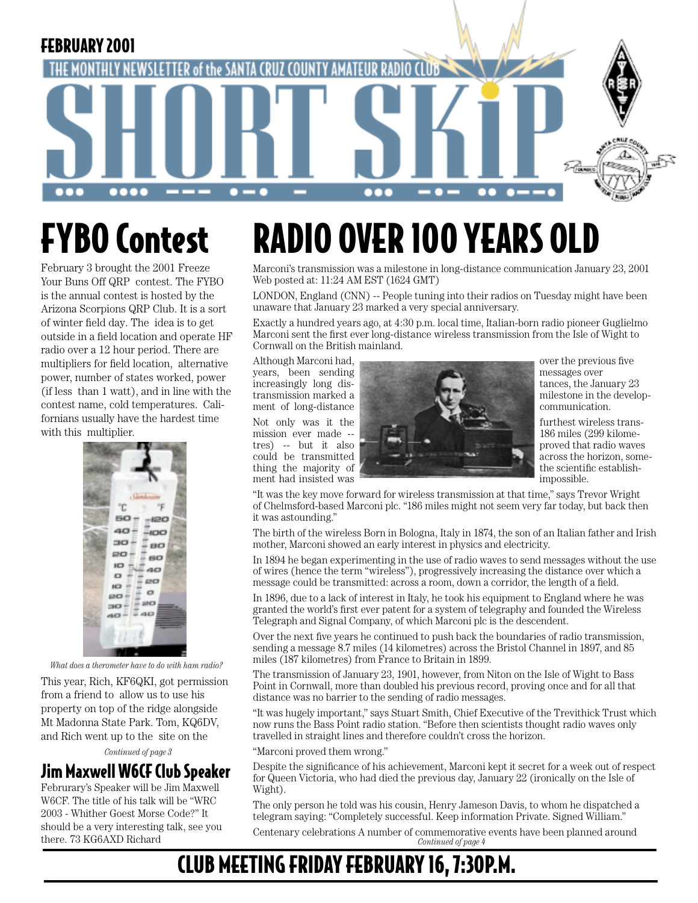FEBRUARY 2001

THE MONTHLY NEWSLETTER of the SANTA CRUZ COUNTY AMATEUR RADIO CLUB

# SHORT SKIP

## FYBO Contest

February 3 brought the 2001 Freeze Your Buns Off QRP contest. The FYBO is the annual contest is hosted by the Arizona Scorpions QRP Club. It is a sort of winter field day. The idea is to get outside in a field location and operate HF radio over a 12 hour period. There are multipliers for field location, alternative power, number of states worked, power (if less than 1 watt), and in line with the contest name, cold temperatures. Californians usually have the hardest time with this multiplier.

*What does a therometer have to do with ham radio?*

This year, Rich, KF6QKI, got permission from a friend to allow us to use his property on top of the ridge alongside Mt Madonna State Park. Tom, KQ6DV, and Rich went up to the site on the

*Continued of page 3*

## Jim Maxwell W6CF Club Speaker

Februrary's Speaker will be Jim Maxwell W6CF. The title of his talk will be "WRC 2003 - Whither Goest Morse Code?" It should be a very interesting talk, see you there. 73 KG6AXD Richard

## RADIO OVER 100 YEARS OLD

Marconi's transmission was a milestone in long-distance communication January 23, 2001 Web posted at: 11:24 AM EST (1624 GMT)

LONDON, England (CNN) -- People tuning into their radios on Tuesday might have been unaware that January 23 marked a very special anniversary.

Exactly a hundred years ago, at 4:30 p.m. local time, Italian-born radio pioneer Guglielmo Marconi sent the first ever long-distance wireless transmission from the Isle of Wight to Cornwall on the British mainland.

Although Marconi had, over the previous five years, been sending messages over increasingly long distances, the January 23 transmission marked a milestone in the development of long-distance communication.

Not only was it the furthest wireless transmission ever made -- 186 miles (299 kilometres) -- but it also proved that radio waves could be transmitted across the horizon, something the majority of the scientific establishment had insisted was impossible.

"It was the key move forward for wireless transmission at that time," says Trevor Wright of Chelmsford-based Marconi plc. "186 miles might not seem very far today, but back then it was astounding."

The birth of the wireless Born in Bologna, Italy in 1874, the son of an Italian father and Irish mother, Marconi showed an early interest in physics and electricity.

In 1894 he began experimenting in the use of radio waves to send messages without the use of wires (hence the term "wireless"), progressively increasing the distance over which a message could be transmitted: across a room, down a corridor, the length of a field.

In 1896, due to a lack of interest in Italy, he took his equipment to England where he was granted the world's first ever patent for a system of telegraphy and founded the Wireless Telegraph and Signal Company, of which Marconi plc is the descendent.

Over the next five years he continued to push back the boundaries of radio transmission, sending a message 8.7 miles (14 kilometres) across the Bristol Channel in 1897, and 85 miles (187 kilometres) from France to Britain in 1899.

The transmission of January 23, 1901, however, from Niton on the Isle of Wight to Bass Point in Cornwall, more than doubled his previous record, proving once and for all that distance was no barrier to the sending of radio messages.

"It was hugely important," says Stuart Smith, Chief Executive of the Trevithick Trust which now runs the Bass Point radio station. "Before then scientists thought radio waves only travelled in straight lines and therefore couldn't cross the horizon.

"Marconi proved them wrong."

Despite the significance of his achievement, Marconi kept it secret for a week out of respect for Queen Victoria, who had died the previous day, January 22 (ironically on the Isle of Wight).

The only person he told was his cousin, Henry Jameson Davis, to whom he dispatched a telegram saying: "Completely successful. Keep information Private. Signed William."

Centenary celebrations A number of commemorative events have been planned around

*Continued of page 4*

## CLUB MEETING FRIDAY FEBRUARY 16, 7:30P.M.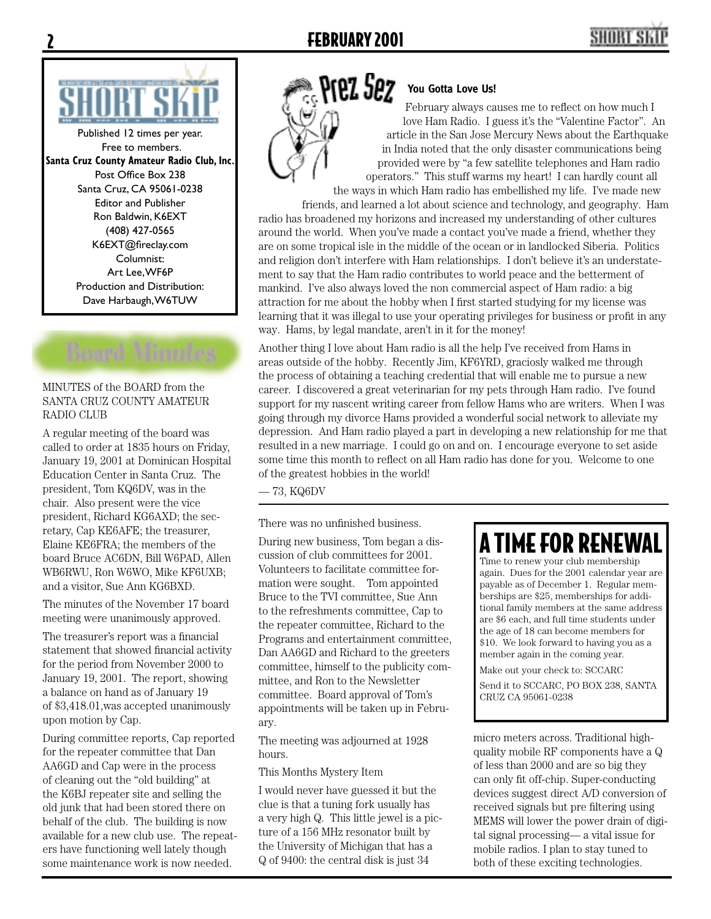**SHORT SKIP**

Published 12 times per year.
Free to members.
**Santa Cruz County Amateur Radio Club, Inc.**
Post Office Box 238
Santa Cruz, CA 95061-0238
Editor and Publisher
Ron Baldwin, K6EXT
(408) 427-0565
K6EXT@fireclay.com
Columnist:
Art Lee, WF6P
Production and Distribution:
Dave Harbaugh, W6TUW

## Prez Sez

**You Gotta Love Us!**

February always causes me to reflect on how much I love Ham Radio. I guess it's the "Valentine Factor". An article in the San Jose Mercury News about the Earthquake in India noted that the only disaster communications being provided were by "a few satellite telephones and Ham radio operators." This stuff warms my heart! I can hardly count all the ways in which Ham radio has embellished my life. I've made new friends, and learned a lot about science and technology, and geography. Ham radio has broadened my horizons and increased my understanding of other cultures around the world. When you've made a contact you've made a friend, whether they are on some tropical isle in the middle of the ocean or in landlocked Siberia. Politics and religion don't interfere with Ham relationships. I don't believe it's an understatement to say that the Ham radio contributes to world peace and the betterment of mankind. I've also always loved the non commercial aspect of Ham radio: a big attraction for me about the hobby when I first started studying for my license was learning that it was illegal to use your operating privileges for business or profit in any way. Hams, by legal mandate, aren't in it for the money!

Another thing I love about Ham radio is all the help I've received from Hams in areas outside of the hobby. Recently Jim, KF6YRD, graciously walked me through the process of obtaining a teaching credential that will enable me to pursue a new career. I discovered a great veterinarian for my pets through Ham radio. I've found support for my nascent writing career from fellow Hams who are writers. When I was going through my divorce Hams provided a wonderful social network to alleviate my depression. And Ham radio played a part in developing a new relationship for me that resulted in a new marriage. I could go on and on. I encourage everyone to set aside some time this month to reflect on all Ham radio has done for you. Welcome to one of the greatest hobbies in the world!

— 73, KQ6DV

## Board Minutes

MINUTES of the BOARD from the SANTA CRUZ COUNTY AMATEUR RADIO CLUB

A regular meeting of the board was called to order at 1835 hours on Friday, January 19, 2001 at Dominican Hospital Education Center in Santa Cruz. The president, Tom KQ6DV, was in the chair. Also present were the vice president, Richard KG6AXD; the secretary, Cap KE6AFE; the treasurer, Elaine KE6FRA; the members of the board Bruce AC6DN, Bill W6PAD, Allen WB6RWU, Ron W6WO, Mike KF6UXB; and a visitor, Sue Ann KG6BXD.

The minutes of the November 17 board meeting were unanimously approved.

The treasurer's report was a financial statement that showed financial activity for the period from November 2000 to January 19, 2001. The report, showing a balance on hand as of January 19 of $3,418.01,was accepted unanimously upon motion by Cap.

During committee reports, Cap reported for the repeater committee that Dan AA6GD and Cap were in the process of cleaning out the "old building" at the K6BJ repeater site and selling the old junk that had been stored there on behalf of the club. The building is now available for a new club use. The repeaters have functioning well lately though some maintenance work is now needed.

There was no unfinished business.

During new business, Tom began a discussion of club committees for 2001. Volunteers to facilitate committee formation were sought. Tom appointed Bruce to the TVI committee, Sue Ann to the refreshments committee, Cap to the repeater committee, Richard to the Programs and entertainment committee, Dan AA6GD and Richard to the greeters committee, himself to the publicity committee, and Ron to the Newsletter committee. Board approval of Tom's appointments will be taken up in February.

The meeting was adjourned at 1928 hours.

This Months Mystery Item

I would never have guessed it but the clue is that a tuning fork usually has a very high Q. This little jewel is a picture of a 156 MHz resonator built by the University of Michigan that has a Q of 9400: the central disk is just 34 micro meters across. Traditional high-quality mobile RF components have a Q of less than 2000 and are so big they can only fit off-chip. Super-conducting devices suggest direct A/D conversion of received signals but pre filtering using MEMS will lower the power drain of digital signal processing— a vital issue for mobile radios. I plan to stay tuned to both of these exciting technologies.

## A TIME FOR RENEWAL

Time to renew your club membership again. Dues for the 2001 calendar year are payable as of December 1. Regular memberships are $25, memberships for additional family members at the same address are $6 each, and full time students under the age of 18 can become members for $10. We look forward to having you as a member again in the coming year.

Make out your check to: SCCARC

Send it to SCCARC, PO BOX 238, SANTA CRUZ CA 95061-0238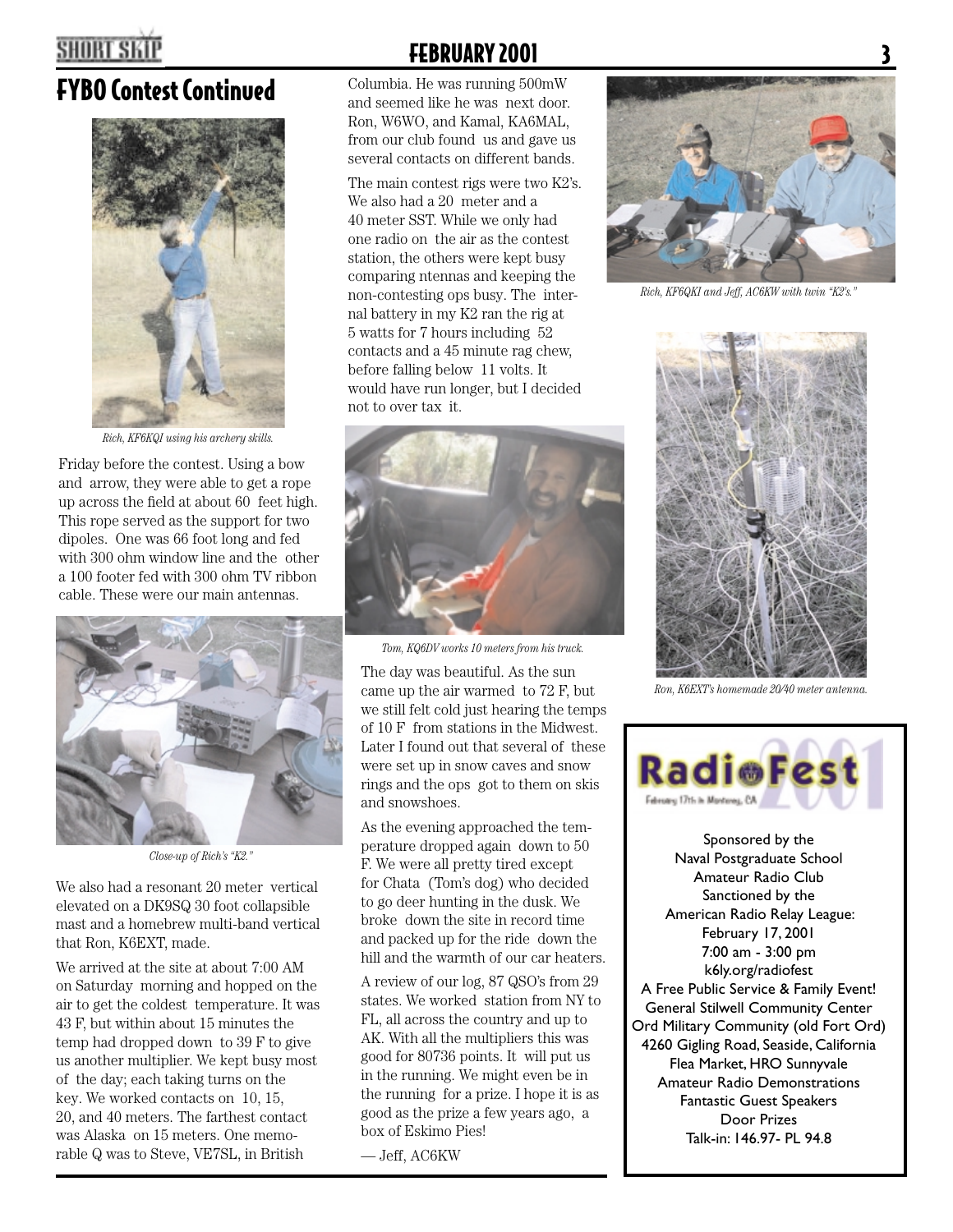# FYBO Contest Continued

*Rich, KF6KQI using his archery skills.*

Friday before the contest. Using a bow and arrow, they were able to get a rope up across the field at about 60 feet high. This rope served as the support for two dipoles. One was 66 foot long and fed with 300 ohm window line and the other a 100 footer fed with 300 ohm TV ribbon cable. These were our main antennas.

*Close-up of Rich's "K2."*

We also had a resonant 20 meter vertical elevated on a DK9SQ 30 foot collapsible mast and a homebrew multi-band vertical that Ron, K6EXT, made.

We arrived at the site at about 7:00 AM on Saturday morning and hopped on the air to get the coldest temperature. It was 43 F, but within about 15 minutes the temp had dropped down to 39 F to give us another multiplier. We kept busy most of the day; each taking turns on the key. We worked contacts on 10, 15, 20, and 40 meters. The farthest contact was Alaska on 15 meters. One memorable Q was to Steve, VE7SL, in British Columbia. He was running 500mW and seemed like he was next door. Ron, W6WO, and Kamal, KA6MAL, from our club found us and gave us several contacts on different bands.

The main contest rigs were two K2's. We also had a 20 meter and a 40 meter SST. While we only had one radio on the air as the contest station, the others were kept busy comparing ntennas and keeping the non-contesting ops busy. The internal battery in my K2 ran the rig at 5 watts for 7 hours including 52 contacts and a 45 minute rag chew, before falling below 11 volts. It would have run longer, but I decided not to over tax it.

*Tom, KQ6DV works 10 meters from his truck.*

The day was beautiful. As the sun came up the air warmed to 72 F, but we still felt cold just hearing the temps of 10 F from stations in the Midwest. Later I found out that several of these were set up in snow caves and snow rings and the ops got to them on skis and snowshoes.

As the evening approached the temperature dropped again down to 50 F. We were all pretty tired except for Chata (Tom's dog) who decided to go deer hunting in the dusk. We broke down the site in record time and packed up for the ride down the hill and the warmth of our car heaters.

A review of our log, 87 QSO's from 29 states. We worked station from NY to FL, all across the country and up to AK. With all the multipliers this was good for 80736 points. It will put us in the running. We might even be in the running for a prize. I hope it is as good as the prize a few years ago, a box of Eskimo Pies!

— Jeff, AC6KW

*Rich, KF6QKI and Jeff, AC6KW with twin "K2's."*

*Ron, K6EXT's homemade 20/40 meter antenna.*

**RadioFest 2001**

February 17th in Monterey, CA

Sponsored by the
Naval Postgraduate School
Amateur Radio Club
Sanctioned by the
American Radio Relay League:
February 17, 2001
7:00 am - 3:00 pm
k6ly.org/radiofest
A Free Public Service & Family Event!
General Stilwell Community Center
Ord Military Community (old Fort Ord)
4260 Gigling Road, Seaside, California
Flea Market, HRO Sunnyvale
Amateur Radio Demonstrations
Fantastic Guest Speakers
Door Prizes
Talk-in: 146.97- PL 94.8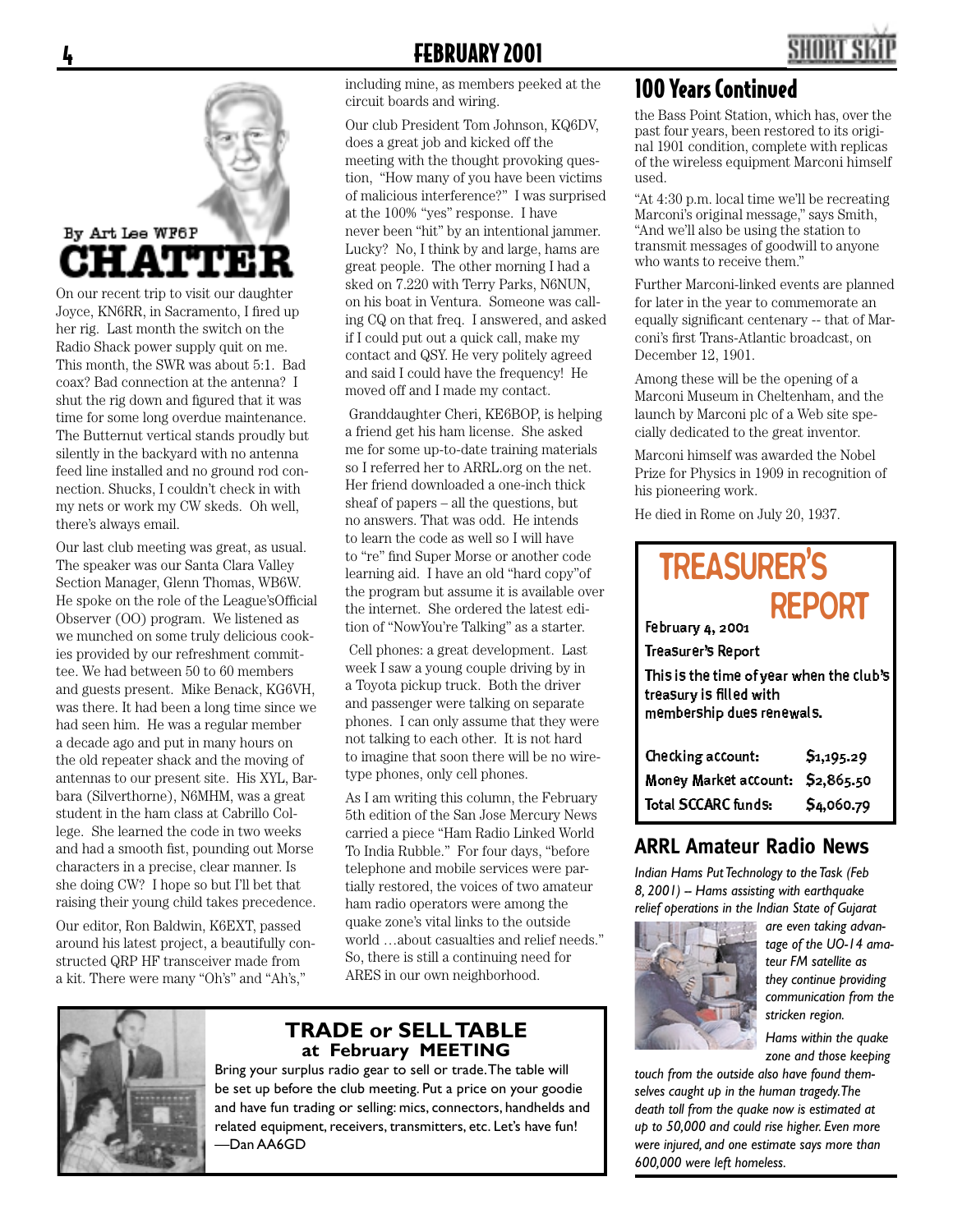## CHATTER

By Art Lee WF6P

On our recent trip to visit our daughter Joyce, KN6RR, in Sacramento, I fired up her rig. Last month the switch on the Radio Shack power supply quit on me. This month, the SWR was about 5:1. Bad coax? Bad connection at the antenna? I shut the rig down and figured that it was time for some long overdue maintenance. The Butternut vertical stands proudly but silently in the backyard with no antenna feed line installed and no ground rod connection. Shucks, I couldn't check in with my nets or work my CW skeds. Oh well, there's always email.

Our last club meeting was great, as usual. The speaker was our Santa Clara Valley Section Manager, Glenn Thomas, WB6W. He spoke on the role of the League'sOfficial Observer (OO) program. We listened as we munched on some truly delicious cookies provided by our refreshment committee. We had between 50 to 60 members and guests present. Mike Benack, KG6VH, was there. It had been a long time since we had seen him. He was a regular member a decade ago and put in many hours on the old repeater shack and the moving of antennas to our present site. His XYL, Barbara (Silverthorne), N6MHM, was a great student in the ham class at Cabrillo College. She learned the code in two weeks and had a smooth fist, pounding out Morse characters in a precise, clear manner. Is she doing CW? I hope so but I'll bet that raising their young child takes precedence.

Our editor, Ron Baldwin, K6EXT, passed around his latest project, a beautifully constructed QRP HF transceiver made from a kit. There were many "Oh's" and "Ah's," including mine, as members peeked at the circuit boards and wiring.

Our club President Tom Johnson, KQ6DV, does a great job and kicked off the meeting with the thought provoking question, "How many of you have been victims of malicious interference?" I was surprised at the 100% "yes" response. I have never been "hit" by an intentional jammer. Lucky? No, I think by and large, hams are great people. The other morning I had a sked on 7.220 with Terry Parks, N6NUN, on his boat in Ventura. Someone was calling CQ on that freq. I answered, and asked if I could put out a quick call, make my contact and QSY. He very politely agreed and said I could have the frequency! He moved off and I made my contact.

Granddaughter Cheri, KE6BOP, is helping a friend get his ham license. She asked me for some up-to-date training materials so I referred her to ARRL.org on the net. Her friend downloaded a one-inch thick sheaf of papers – all the questions, but no answers. That was odd. He intends to learn the code as well so I will have to "re" find Super Morse or another code learning aid. I have an old "hard copy"of the program but assume it is available over the internet. She ordered the latest edition of "NowYou're Talking" as a starter.

Cell phones: a great development. Last week I saw a young couple driving by in a Toyota pickup truck. Both the driver and passenger were talking on separate phones. I can only assume that they were not talking to each other. It is not hard to imagine that soon there will be no wire-type phones, only cell phones.

As I am writing this column, the February 5th edition of the San Jose Mercury News carried a piece "Ham Radio Linked World To India Rubble." For four days, "before telephone and mobile services were partially restored, the voices of two amateur ham radio operators were among the quake zone's vital links to the outside world …about casualties and relief needs." So, there is still a continuing need for ARES in our own neighborhood.

## 100 Years Continued

the Bass Point Station, which has, over the past four years, been restored to its original 1901 condition, complete with replicas of the wireless equipment Marconi himself used.

"At 4:30 p.m. local time we'll be recreating Marconi's original message," says Smith, "And we'll also be using the station to transmit messages of goodwill to anyone who wants to receive them."

Further Marconi-linked events are planned for later in the year to commemorate an equally significant centenary -- that of Marconi's first Trans-Atlantic broadcast, on December 12, 1901.

Among these will be the opening of a Marconi Museum in Cheltenham, and the launch by Marconi plc of a Web site specially dedicated to the great inventor.

Marconi himself was awarded the Nobel Prize for Physics in 1909 in recognition of his pioneering work.

He died in Rome on July 20, 1937.

## TREASURER'S REPORT

February 4, 2001

Treasurer's Report

This is the time of year when the club's treasury is filled with membership dues renewals.

| | |
|---|---|
| Checking account: | $1,195.29 |
| Money Market account: | $2,865.50 |
| Total SCCARC funds: | $4,060.79 |

## ARRL Amateur Radio News

*Indian Hams Put Technology to the Task (Feb 8, 2001) -- Hams assisting with earthquake relief operations in the Indian State of Gujarat are even taking advantage of the UO-14 amateur FM satellite as they continue providing communication from the stricken region.*

*Hams within the quake zone and those keeping touch from the outside also have found themselves caught up in the human tragedy. The death toll from the quake now is estimated at up to 50,000 and could rise higher. Even more were injured, and one estimate says more than 600,000 were left homeless.*

## TRADE or SELL TABLE at February MEETING

Bring your surplus radio gear to sell or trade. The table will be set up before the club meeting. Put a price on your goodie and have fun trading or selling: mics, connectors, handhelds and related equipment, receivers, transmitters, etc. Let's have fun!
—Dan AA6GD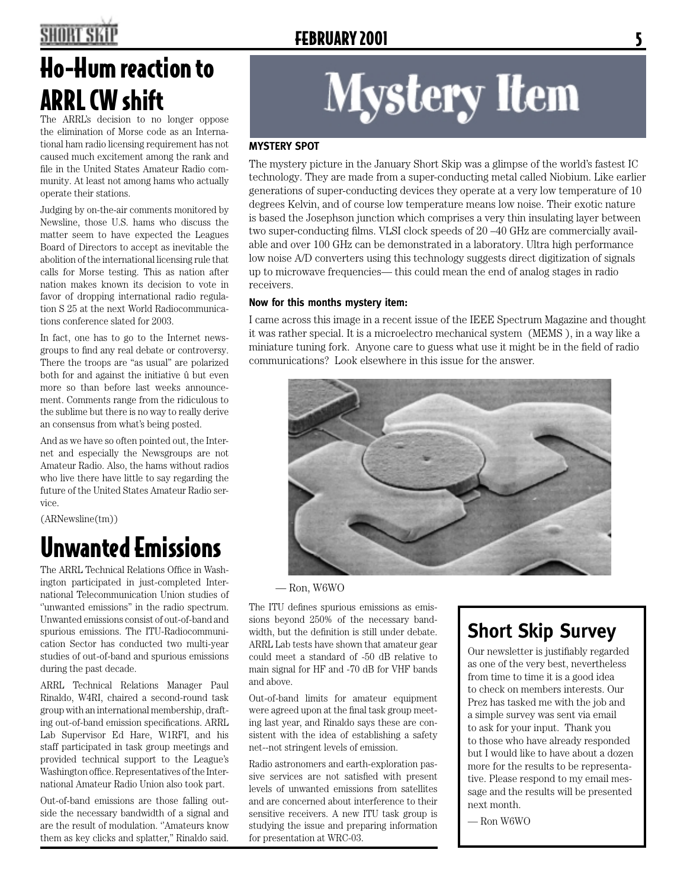# Ho-Hum reaction to ARRL CW shift

The ARRL's decision to no longer oppose the elimination of Morse code as an International ham radio licensing requirement has not caused much excitement among the rank and file in the United States Amateur Radio community. At least not among hams who actually operate their stations.

Judging by on-the-air comments monitored by Newsline, those U.S. hams who discuss the matter seem to have expected the Leagues Board of Directors to accept as inevitable the abolition of the international licensing rule that calls for Morse testing. This as nation after nation makes known its decision to vote in favor of dropping international radio regulation S 25 at the next World Radiocommunications conference slated for 2003.

In fact, one has to go to the Internet newsgroups to find any real debate or controversy. There the troops are "as usual" are polarized both for and against the initiative û but even more so than before last weeks announcement. Comments range from the ridiculous to the sublime but there is no way to really derive an consensus from what's being posted.

And as we have so often pointed out, the Internet and especially the Newsgroups are not Amateur Radio. Also, the hams without radios who live there have little to say regarding the future of the United States Amateur Radio service.

(ARNewsline(tm))

# Unwanted Emissions

The ARRL Technical Relations Office in Washington participated in just-completed International Telecommunication Union studies of "unwanted emissions" in the radio spectrum. Unwanted emissions consist of out-of-band and spurious emissions. The ITU-Radiocommunication Sector has conducted two multi-year studies of out-of-band and spurious emissions during the past decade.

ARRL Technical Relations Manager Paul Rinaldo, W4RI, chaired a second-round task group with an international membership, drafting out-of-band emission specifications. ARRL Lab Supervisor Ed Hare, W1RFI, and his staff participated in task group meetings and provided technical support to the League's Washington office. Representatives of the International Amateur Radio Union also took part.

Out-of-band emissions are those falling outside the necessary bandwidth of a signal and are the result of modulation. "Amateurs know them as key clicks and splatter," Rinaldo said.

The ITU defines spurious emissions as emissions beyond 250% of the necessary bandwidth, but the definition is still under debate. ARRL Lab tests have shown that amateur gear could meet a standard of -50 dB relative to main signal for HF and -70 dB for VHF bands and above.

Out-of-band limits for amateur equipment were agreed upon at the final task group meeting last year, and Rinaldo says these are consistent with the idea of establishing a safety net--not stringent levels of emission.

Radio astronomers and earth-exploration passive services are not satisfied with present levels of unwanted emissions from satellites and are concerned about interference to their sensitive receivers. A new ITU task group is studying the issue and preparing information for presentation at WRC-03.

# Mystery Item

**MYSTERY SPOT**

The mystery picture in the January Short Skip was a glimpse of the world's fastest IC technology. They are made from a super-conducting metal called Niobium. Like earlier generations of super-conducting devices they operate at a very low temperature of 10 degrees Kelvin, and of course low temperature means low noise. Their exotic nature is based the Josephson junction which comprises a very thin insulating layer between two super-conducting films. VLSI clock speeds of 20 –40 GHz are commercially available and over 100 GHz can be demonstrated in a laboratory. Ultra high performance low noise A/D converters using this technology suggests direct digitization of signals up to microwave frequencies— this could mean the end of analog stages in radio receivers.

**Now for this months mystery item:**

I came across this image in a recent issue of the IEEE Spectrum Magazine and thought it was rather special. It is a microelectro mechanical system (MEMS ), in a way like a miniature tuning fork. Anyone care to guess what use it might be in the field of radio communications? Look elsewhere in this issue for the answer.

— Ron, W6WO

## Short Skip Survey

Our newsletter is justifiably regarded as one of the very best, nevertheless from time to time it is a good idea to check on members interests. Our Prez has tasked me with the job and a simple survey was sent via email to ask for your input. Thank you to those who have already responded but I would like to have about a dozen more for the results to be representative. Please respond to my email message and the results will be presented next month.

— Ron W6WO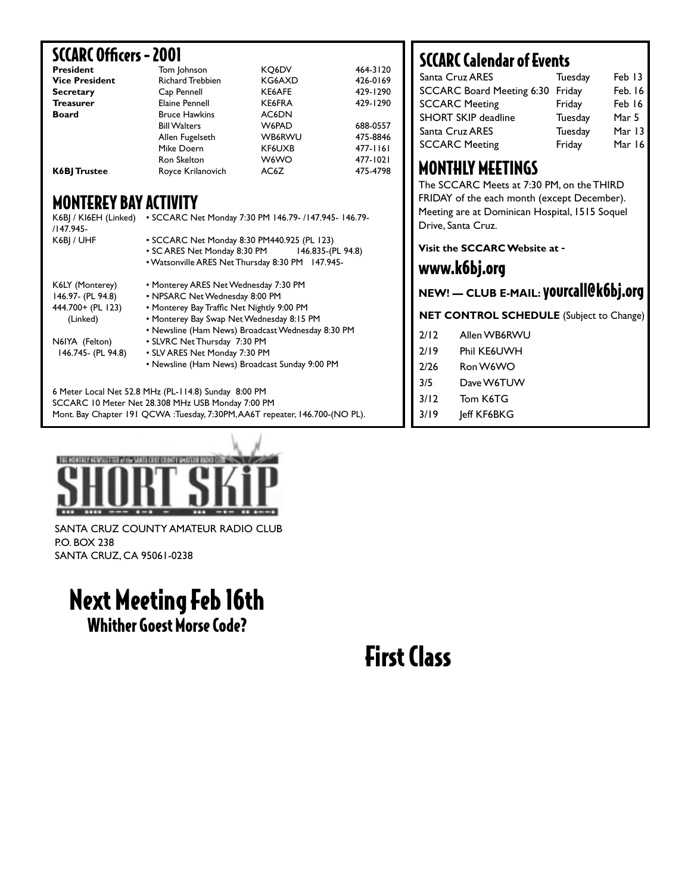## SCCARC Officers - 2001

| | | | |
|---|---|---|---|
| **President** | Tom Johnson | KQ6DV | 464-3120 |
| **Vice President** | Richard Trebbien | KG6AXD | 426-0169 |
| **Secretary** | Cap Pennell | KE6AFE | 429-1290 |
| **Treasurer** | Elaine Pennell | KE6FRA | 429-1290 |
| **Board** | Bruce Hawkins | AC6DN | |
| | Bill Walters | W6PAD | 688-0557 |
| | Allen Fugelseth | WB6RWU | 475-8846 |
| | Mike Doern | KF6UXB | 477-1161 |
| | Ron Skelton | W6WO | 477-1021 |
| **K6BJ Trustee** | Royce Krilanovich | AC6Z | 475-4798 |

## MONTEREY BAY ACTIVITY

K6BJ / KI6EH (Linked) /147.945-
- SCCARC Net Monday 7:30 PM 146.79- /147.945- 146.79-

K6BJ / UHF
- SCCARC Net Monday 8:30 PM440.925 (PL 123)
- SC ARES Net Monday 8:30 PM 146.835-(PL 94.8)
- Watsonville ARES Net Thursday 8:30 PM 147.945-

K6LY (Monterey) 146.97- (PL 94.8) 444.700+ (PL 123) (Linked)
- Monterey ARES Net Wednesday 7:30 PM
- NPSARC Net Wednesday 8:00 PM
- Monterey Bay Traffic Net Nightly 9:00 PM
- Monterey Bay Swap Net Wednesday 8:15 PM
- Newsline (Ham News) Broadcast Wednesday 8:30 PM

N6IYA (Felton) 146.745- (PL 94.8)
- SLVRC Net Thursday 7:30 PM
- SLV ARES Net Monday 7:30 PM
- Newsline (Ham News) Broadcast Sunday 9:00 PM

6 Meter Local Net 52.8 MHz (PL-114.8) Sunday 8:00 PM
SCCARC 10 Meter Net 28.308 MHz USB Monday 7:00 PM
Mont. Bay Chapter 191 QCWA :Tuesday, 7:30PM, AA6T repeater, 146.700-(NO PL).

## SCCARC Calendar of Events

| | | |
|---|---|---|
| Santa Cruz ARES | Tuesday | Feb 13 |
| SCCARC Board Meeting 6:30 | Friday | Feb. 16 |
| SCCARC Meeting | Friday | Feb 16 |
| SHORT SKIP deadline | Tuesday | Mar 5 |
| Santa Cruz ARES | Tuesday | Mar 13 |
| SCCARC Meeting | Friday | Mar 16 |

## MONTHLY MEETINGS

The SCCARC Meets at 7:30 PM, on the THIRD FRIDAY of the each month (except December). Meeting are at Dominican Hospital, 1515 Soquel Drive, Santa Cruz.

**Visit the SCCARC Website at -**

## www.k6bj.org

**NEW! — CLUB E-MAIL: yourcall@k6bj.org**

**NET CONTROL SCHEDULE** (Subject to Change)

| | |
|---|---|
| 2/12 | Allen WB6RWU |
| 2/19 | Phil KE6UWH |
| 2/26 | Ron W6WO |
| 3/5 | Dave W6TUW |
| 3/12 | Tom K6TG |
| 3/19 | Jeff KF6BKG |

THE MONTHLY NEWSLETTER of the SANTA CRUZ COUNTY AMATEUR RADIO CLUB

SHORT SKIP

SANTA CRUZ COUNTY AMATEUR RADIO CLUB
P.O. BOX 238
SANTA CRUZ, CA 95061-0238

# Next Meeting Feb 16th

### Whither Goest Morse Code?

# First Class